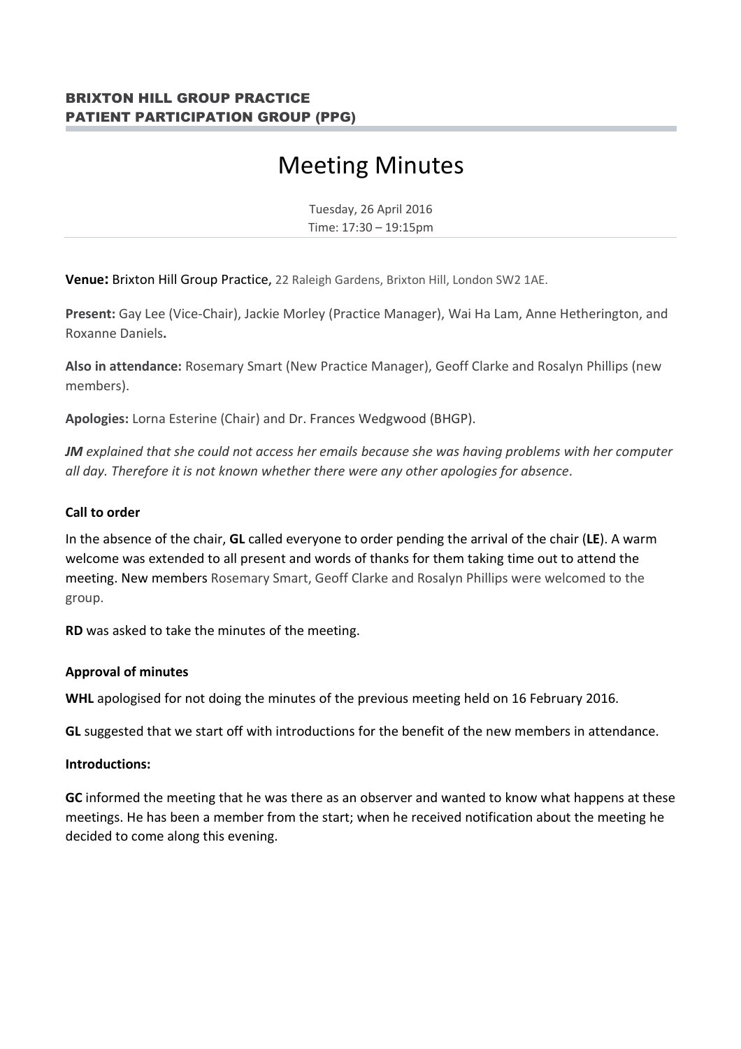**BRIXTON HILL GROUP PRACTICE**
**PATIENT PARTICIPATION GROUP (PPG)**

# Meeting Minutes

Tuesday, 26 April 2016
Time: 17:30 – 19:15pm

**Venue:** Brixton Hill Group Practice, 22 Raleigh Gardens, Brixton Hill, London SW2 1AE.

**Present:** Gay Lee (Vice-Chair), Jackie Morley (Practice Manager), Wai Ha Lam, Anne Hetherington, and Roxanne Daniels**.**

**Also in attendance:** Rosemary Smart (New Practice Manager), Geoff Clarke and Rosalyn Phillips (new members).

**Apologies:** Lorna Esterine (Chair) and Dr. Frances Wedgwood (BHGP).

***JM** explained that she could not access her emails because she was having problems with her computer all day. Therefore it is not known whether there were any other apologies for absence*.

**Call to order**

In the absence of the chair, **GL** called everyone to order pending the arrival of the chair (**LE**). A warm welcome was extended to all present and words of thanks for them taking time out to attend the meeting. New members Rosemary Smart, Geoff Clarke and Rosalyn Phillips were welcomed to the group.

**RD** was asked to take the minutes of the meeting.

**Approval of minutes**

**WHL** apologised for not doing the minutes of the previous meeting held on 16 February 2016.

**GL** suggested that we start off with introductions for the benefit of the new members in attendance.

**Introductions:**

**GC** informed the meeting that he was there as an observer and wanted to know what happens at these meetings. He has been a member from the start; when he received notification about the meeting he decided to come along this evening.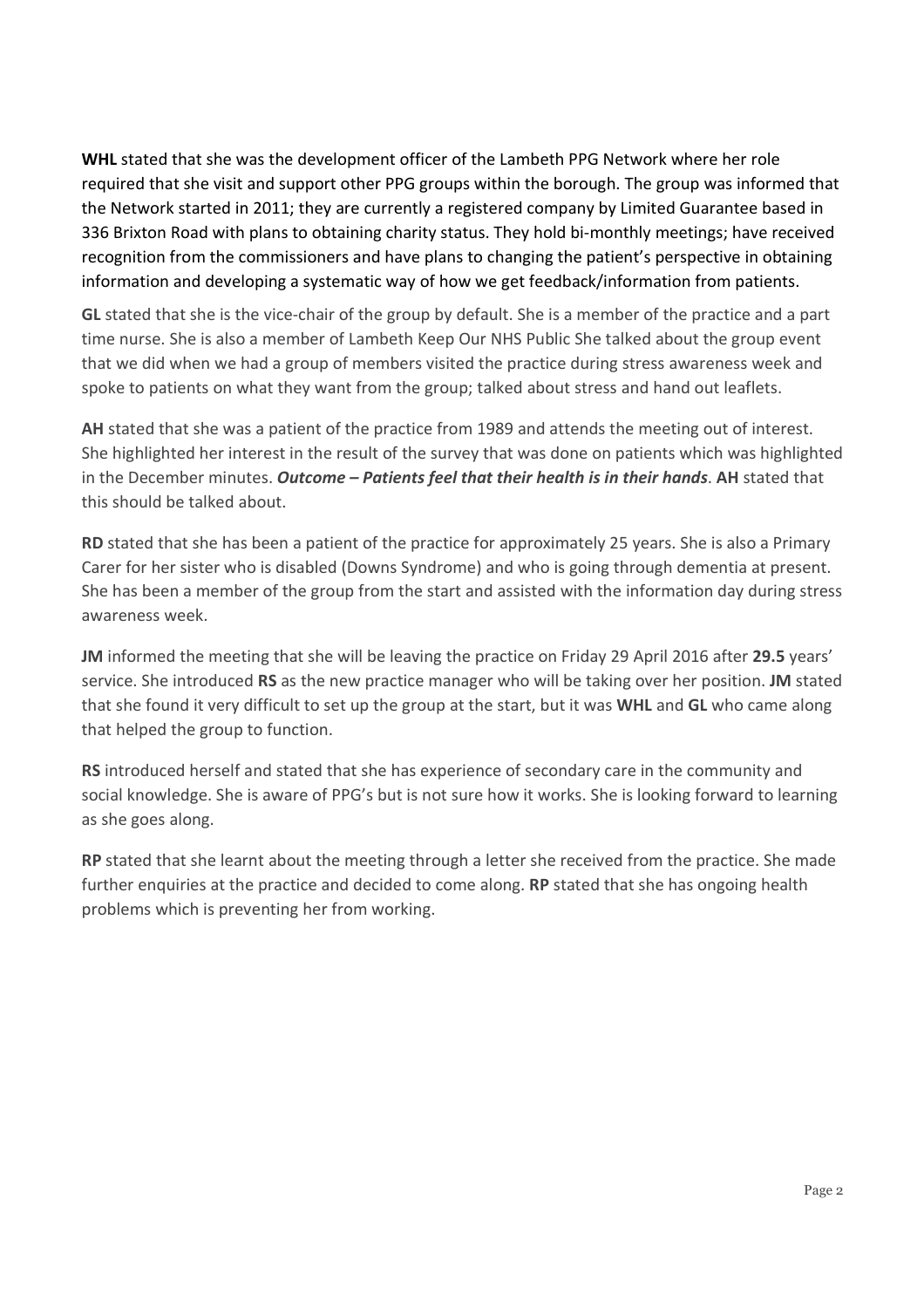**WHL** stated that she was the development officer of the Lambeth PPG Network where her role required that she visit and support other PPG groups within the borough. The group was informed that the Network started in 2011; they are currently a registered company by Limited Guarantee based in 336 Brixton Road with plans to obtaining charity status. They hold bi-monthly meetings; have received recognition from the commissioners and have plans to changing the patient's perspective in obtaining information and developing a systematic way of how we get feedback/information from patients.

**GL** stated that she is the vice-chair of the group by default. She is a member of the practice and a part time nurse. She is also a member of Lambeth Keep Our NHS Public She talked about the group event that we did when we had a group of members visited the practice during stress awareness week and spoke to patients on what they want from the group; talked about stress and hand out leaflets.

**AH** stated that she was a patient of the practice from 1989 and attends the meeting out of interest. She highlighted her interest in the result of the survey that was done on patients which was highlighted in the December minutes. ***Outcome – Patients feel that their health is in their hands***. **AH** stated that this should be talked about.

**RD** stated that she has been a patient of the practice for approximately 25 years. She is also a Primary Carer for her sister who is disabled (Downs Syndrome) and who is going through dementia at present. She has been a member of the group from the start and assisted with the information day during stress awareness week.

**JM** informed the meeting that she will be leaving the practice on Friday 29 April 2016 after **29.5** years' service. She introduced **RS** as the new practice manager who will be taking over her position. **JM** stated that she found it very difficult to set up the group at the start, but it was **WHL** and **GL** who came along that helped the group to function.

**RS** introduced herself and stated that she has experience of secondary care in the community and social knowledge. She is aware of PPG's but is not sure how it works. She is looking forward to learning as she goes along.

**RP** stated that she learnt about the meeting through a letter she received from the practice. She made further enquiries at the practice and decided to come along. **RP** stated that she has ongoing health problems which is preventing her from working.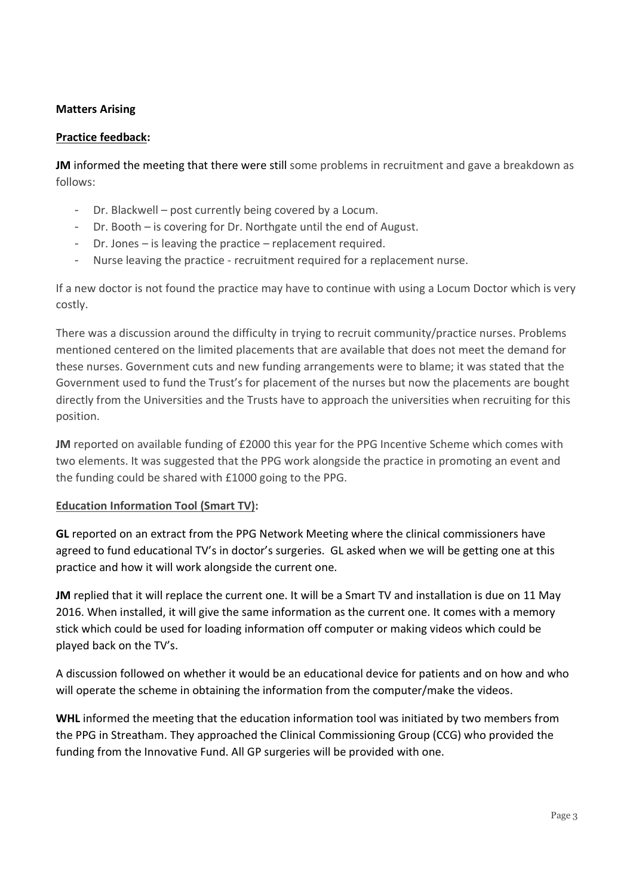**Matters Arising**

**Practice feedback:**

**JM** informed the meeting that there were still some problems in recruitment and gave a breakdown as follows:

- Dr. Blackwell – post currently being covered by a Locum.
- Dr. Booth – is covering for Dr. Northgate until the end of August.
- Dr. Jones – is leaving the practice – replacement required.
- Nurse leaving the practice - recruitment required for a replacement nurse.

If a new doctor is not found the practice may have to continue with using a Locum Doctor which is very costly.

There was a discussion around the difficulty in trying to recruit community/practice nurses. Problems mentioned centered on the limited placements that are available that does not meet the demand for these nurses. Government cuts and new funding arrangements were to blame; it was stated that the Government used to fund the Trust's for placement of the nurses but now the placements are bought directly from the Universities and the Trusts have to approach the universities when recruiting for this position.

**JM** reported on available funding of £2000 this year for the PPG Incentive Scheme which comes with two elements. It was suggested that the PPG work alongside the practice in promoting an event and the funding could be shared with £1000 going to the PPG.

**Education Information Tool (Smart TV):**

**GL** reported on an extract from the PPG Network Meeting where the clinical commissioners have agreed to fund educational TV's in doctor's surgeries. GL asked when we will be getting one at this practice and how it will work alongside the current one.

**JM** replied that it will replace the current one. It will be a Smart TV and installation is due on 11 May 2016. When installed, it will give the same information as the current one. It comes with a memory stick which could be used for loading information off computer or making videos which could be played back on the TV's.

A discussion followed on whether it would be an educational device for patients and on how and who will operate the scheme in obtaining the information from the computer/make the videos.

**WHL** informed the meeting that the education information tool was initiated by two members from the PPG in Streatham. They approached the Clinical Commissioning Group (CCG) who provided the funding from the Innovative Fund. All GP surgeries will be provided with one.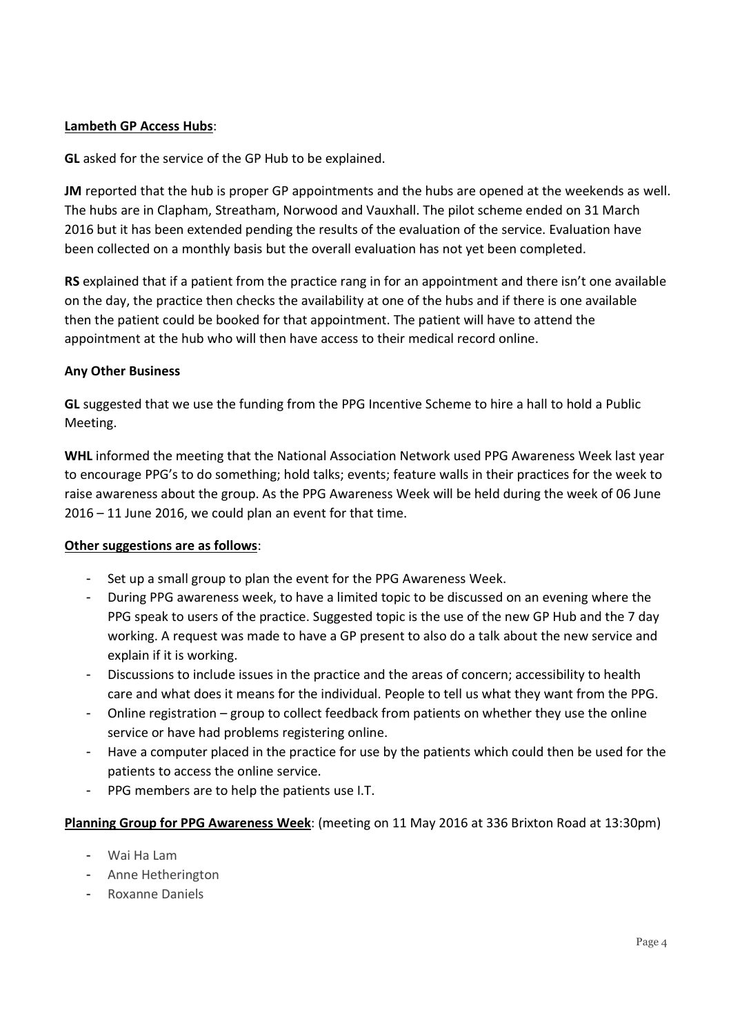**Lambeth GP Access Hubs**:

**GL** asked for the service of the GP Hub to be explained.

**JM** reported that the hub is proper GP appointments and the hubs are opened at the weekends as well. The hubs are in Clapham, Streatham, Norwood and Vauxhall. The pilot scheme ended on 31 March 2016 but it has been extended pending the results of the evaluation of the service. Evaluation have been collected on a monthly basis but the overall evaluation has not yet been completed.

**RS** explained that if a patient from the practice rang in for an appointment and there isn't one available on the day, the practice then checks the availability at one of the hubs and if there is one available then the patient could be booked for that appointment. The patient will have to attend the appointment at the hub who will then have access to their medical record online.

**Any Other Business**

**GL** suggested that we use the funding from the PPG Incentive Scheme to hire a hall to hold a Public Meeting.

**WHL** informed the meeting that the National Association Network used PPG Awareness Week last year to encourage PPG's to do something; hold talks; events; feature walls in their practices for the week to raise awareness about the group. As the PPG Awareness Week will be held during the week of 06 June 2016 – 11 June 2016, we could plan an event for that time.

**Other suggestions are as follows**:

- Set up a small group to plan the event for the PPG Awareness Week.
- During PPG awareness week, to have a limited topic to be discussed on an evening where the PPG speak to users of the practice. Suggested topic is the use of the new GP Hub and the 7 day working. A request was made to have a GP present to also do a talk about the new service and explain if it is working.
- Discussions to include issues in the practice and the areas of concern; accessibility to health care and what does it means for the individual. People to tell us what they want from the PPG.
- Online registration – group to collect feedback from patients on whether they use the online service or have had problems registering online.
- Have a computer placed in the practice for use by the patients which could then be used for the patients to access the online service.
- PPG members are to help the patients use I.T.

**Planning Group for PPG Awareness Week**: (meeting on 11 May 2016 at 336 Brixton Road at 13:30pm)

- Wai Ha Lam
- Anne Hetherington
- Roxanne Daniels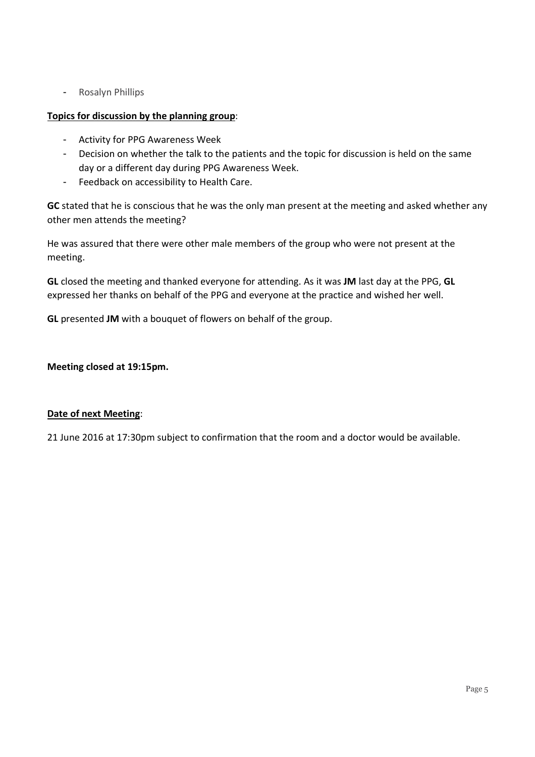- Rosalyn Phillips

**Topics for discussion by the planning group**:

- Activity for PPG Awareness Week
- Decision on whether the talk to the patients and the topic for discussion is held on the same day or a different day during PPG Awareness Week.
- Feedback on accessibility to Health Care.

**GC** stated that he is conscious that he was the only man present at the meeting and asked whether any other men attends the meeting?

He was assured that there were other male members of the group who were not present at the meeting.

**GL** closed the meeting and thanked everyone for attending. As it was **JM** last day at the PPG, **GL** expressed her thanks on behalf of the PPG and everyone at the practice and wished her well.

**GL** presented **JM** with a bouquet of flowers on behalf of the group.

**Meeting closed at 19:15pm.**

**Date of next Meeting**:

21 June 2016 at 17:30pm subject to confirmation that the room and a doctor would be available.